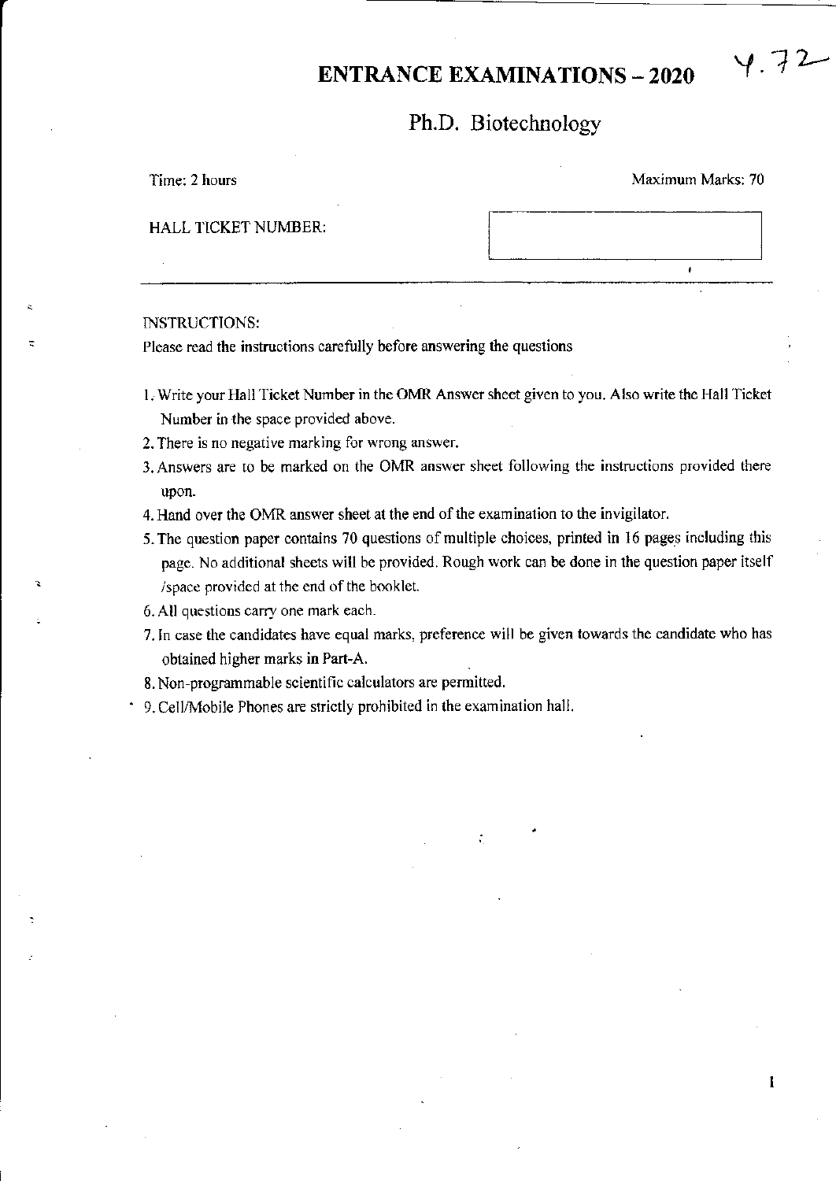# ENTRANCE EXAMINATIONS – 2020

Y.72

## Ph.D. Biotechnology

Time: 2 hours

Maximum Marks: 70

HALL TICKET NUMBER:

---

INSTRUCTIONS:

Please read the instructions carefully before answering the questions

1. Write your Hall Ticket Number in the OMR Answer sheet given to you. Also write the Hall Ticket Number in the space provided above.
2. There is no negative marking for wrong answer.
3. Answers are to be marked on the OMR answer sheet following the instructions provided there upon.
4. Hand over the OMR answer sheet at the end of the examination to the invigilator.
5. The question paper contains 70 questions of multiple choices, printed in 16 pages including this page. No additional sheets will be provided. Rough work can be done in the question paper itself /space provided at the end of the booklet.
6. All questions carry one mark each.
7. In case the candidates have equal marks, preference will be given towards the candidate who has obtained higher marks in Part-A.
8. Non-programmable scientific calculators are permitted.
9. Cell/Mobile Phones are strictly prohibited in the examination hall.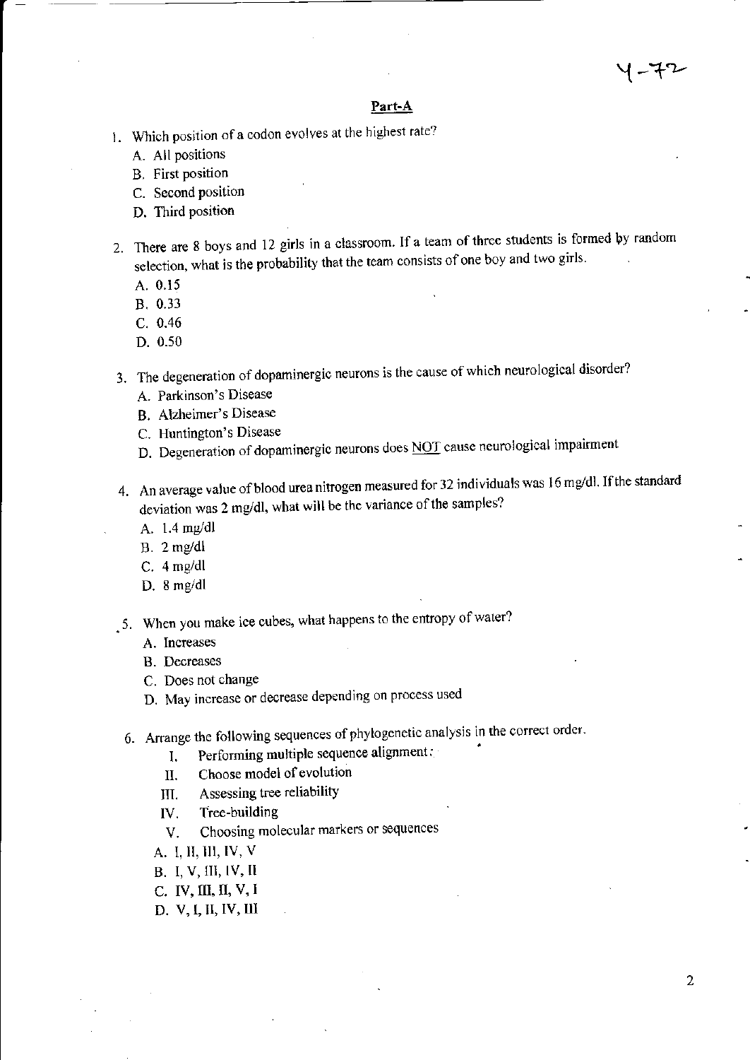## Part-A

1. Which position of a codon evolves at the highest rate?
   - A. All positions
   - B. First position
   - C. Second position
   - D. Third position

2. There are 8 boys and 12 girls in a classroom. If a team of three students is formed by random selection, what is the probability that the team consists of one boy and two girls.
   - A. 0.15
   - B. 0.33
   - C. 0.46
   - D. 0.50

3. The degeneration of dopaminergic neurons is the cause of which neurological disorder?
   - A. Parkinson's Disease
   - B. Alzheimer's Disease
   - C. Huntington's Disease
   - D. Degeneration of dopaminergic neurons does <u>NOT</u> cause neurological impairment

4. An average value of blood urea nitrogen measured for 32 individuals was 16 mg/dl. If the standard deviation was 2 mg/dl, what will be the variance of the samples?
   - A. 1.4 mg/dl
   - B. 2 mg/dl
   - C. 4 mg/dl
   - D. 8 mg/dl

5. When you make ice cubes, what happens to the entropy of water?
   - A. Increases
   - B. Decreases
   - C. Does not change
   - D. May increase or decrease depending on process used

6. Arrange the following sequences of phylogenetic analysis in the correct order.
   - I. Performing multiple sequence alignment
   - II. Choose model of evolution
   - III. Assessing tree reliability
   - IV. Tree-building
   - V. Choosing molecular markers or sequences

   - A. I, II, III, IV, V
   - B. I, V, III, IV, II
   - C. IV, III, II, V, I
   - D. V, I, II, IV, III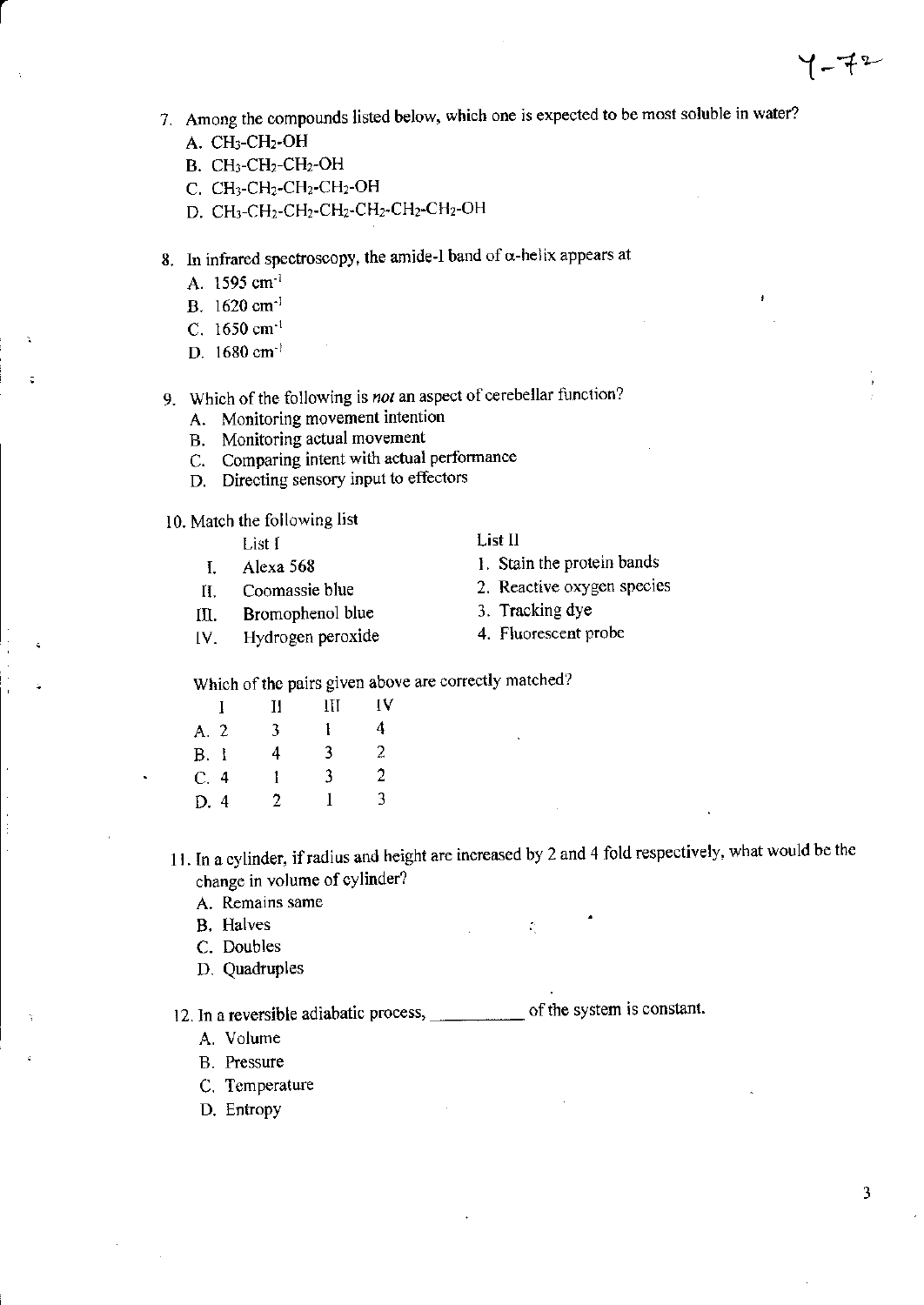7. Among the compounds listed below, which one is expected to be most soluble in water?
   A. $CH_3$-$CH_2$-OH
   B. $CH_3$-$CH_2$-$CH_2$-OH
   C. $CH_3$-$CH_2$-$CH_2$-$CH_2$-OH
   D. $CH_3$-$CH_2$-$CH_2$-$CH_2$-$CH_2$-$CH_2$-$CH_2$-OH

8. In infrared spectroscopy, the amide-I band of α-helix appears at
   A. 1595 $cm^{-1}$
   B. 1620 $cm^{-1}$
   C. 1650 $cm^{-1}$
   D. 1680 $cm^{-1}$

9. Which of the following is *not* an aspect of cerebellar function?
   A. Monitoring movement intention
   B. Monitoring actual movement
   C. Comparing intent with actual performance
   D. Directing sensory input to effectors

10. Match the following list

| | List I | List II |
|---|---|---|
| I. | Alexa 568 | 1. Stain the protein bands |
| II. | Coomassie blue | 2. Reactive oxygen species |
| III. | Bromophenol blue | 3. Tracking dye |
| IV. | Hydrogen peroxide | 4. Fluorescent probe |

Which of the pairs given above are correctly matched?

| | I | II | III | IV |
|---|---|---|---|---|
| A. | 2 | 3 | 1 | 4 |
| B. | 1 | 4 | 3 | 2 |
| C. | 4 | 1 | 3 | 2 |
| D. | 4 | 2 | 1 | 3 |

11. In a cylinder, if radius and height are increased by 2 and 4 fold respectively, what would be the change in volume of cylinder?
    A. Remains same
    B. Halves
    C. Doubles
    D. Quadruples

12. In a reversible adiabatic process, __________ of the system is constant.
    A. Volume
    B. Pressure
    C. Temperature
    D. Entropy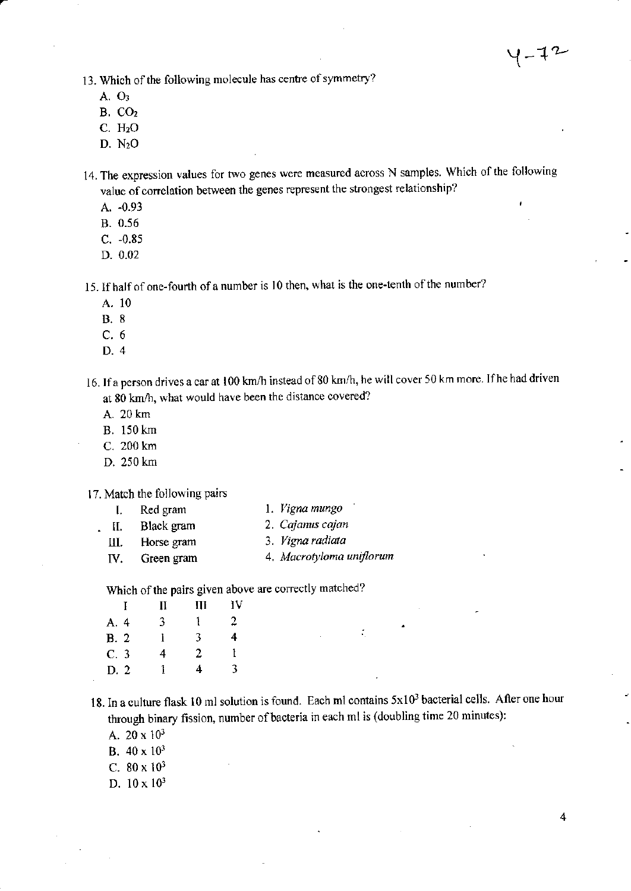13. Which of the following molecule has centre of symmetry?

   A. $O_3$
   B. $CO_2$
   C. $H_2O$
   D. $N_2O$

14. The expression values for two genes were measured across N samples. Which of the following value of correlation between the genes represent the strongest relationship?

   A. -0.93
   B. 0.56
   C. -0.85
   D. 0.02

15. If half of one-fourth of a number is 10 then, what is the one-tenth of the number?

   A. 10
   B. 8
   C. 6
   D. 4

16. If a person drives a car at 100 km/h instead of 80 km/h, he will cover 50 km more. If he had driven at 80 km/h, what would have been the distance covered?

   A. 20 km
   B. 150 km
   C. 200 km
   D. 250 km

17. Match the following pairs

| | | | |
|---|---|---|---|
| I. | Red gram | 1. | *Vigna mungo* |
| II. | Black gram | 2. | *Cajanus cajan* |
| III. | Horse gram | 3. | *Vigna radiata* |
| IV. | Green gram | 4. | *Macrotyloma uniflorum* |

   Which of the pairs given above are correctly matched?

| | I | II | III | IV |
|---|---|---|---|---|
| A. | 4 | 3 | 1 | 2 |
| B. | 2 | 1 | 3 | 4 |
| C. | 3 | 4 | 2 | 1 |
| D. | 2 | 1 | 4 | 3 |

18. In a culture flask 10 ml solution is found. Each ml contains $5 \times 10^3$ bacterial cells. After one hour through binary fission, number of bacteria in each ml is (doubling time 20 minutes):

   A. $20 \times 10^3$
   B. $40 \times 10^3$
   C. $80 \times 10^3$
   D. $10 \times 10^3$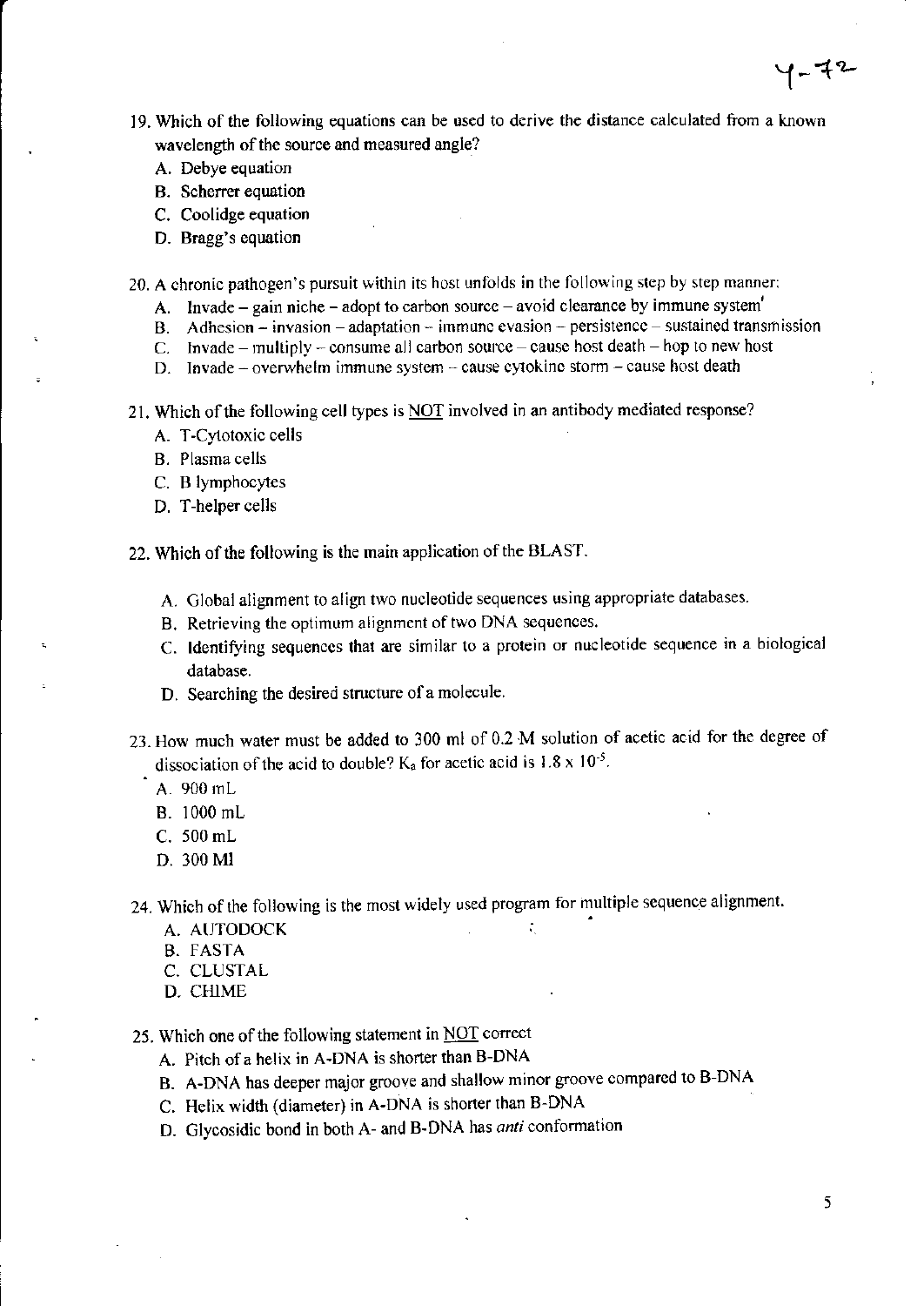19. Which of the following equations can be used to derive the distance calculated from a known wavelength of the source and measured angle?
    - A. Debye equation
    - B. Scherrer equation
    - C. Coolidge equation
    - D. Bragg's equation

20. A chronic pathogen's pursuit within its host unfolds in the following step by step manner:
    - A. Invade – gain niche – adopt to carbon source – avoid clearance by immune system
    - B. Adhesion – invasion – adaptation – immune evasion – persistence – sustained transmission
    - C. Invade – multiply – consume all carbon source – cause host death – hop to new host
    - D. Invade – overwhelm immune system – cause cytokine storm – cause host death

21. Which of the following cell types is NOT involved in an antibody mediated response?
    - A. T-Cytotoxic cells
    - B. Plasma cells
    - C. B lymphocytes
    - D. T-helper cells

22. Which of the following is the main application of the BLAST.
    - A. Global alignment to align two nucleotide sequences using appropriate databases.
    - B. Retrieving the optimum alignment of two DNA sequences.
    - C. Identifying sequences that are similar to a protein or nucleotide sequence in a biological database.
    - D. Searching the desired structure of a molecule.

23. How much water must be added to 300 ml of 0.2 M solution of acetic acid for the degree of dissociation of the acid to double? $K_a$ for acetic acid is $1.8 \times 10^{-5}$.
    - A. 900 mL
    - B. 1000 mL
    - C. 500 mL
    - D. 300 Ml

24. Which of the following is the most widely used program for multiple sequence alignment.
    - A. AUTODOCK
    - B. FASTA
    - C. CLUSTAL
    - D. CHIME

25. Which one of the following statement in NOT correct
    - A. Pitch of a helix in A-DNA is shorter than B-DNA
    - B. A-DNA has deeper major groove and shallow minor groove compared to B-DNA
    - C. Helix width (diameter) in A-DNA is shorter than B-DNA
    - D. Glycosidic bond in both A- and B-DNA has *anti* conformation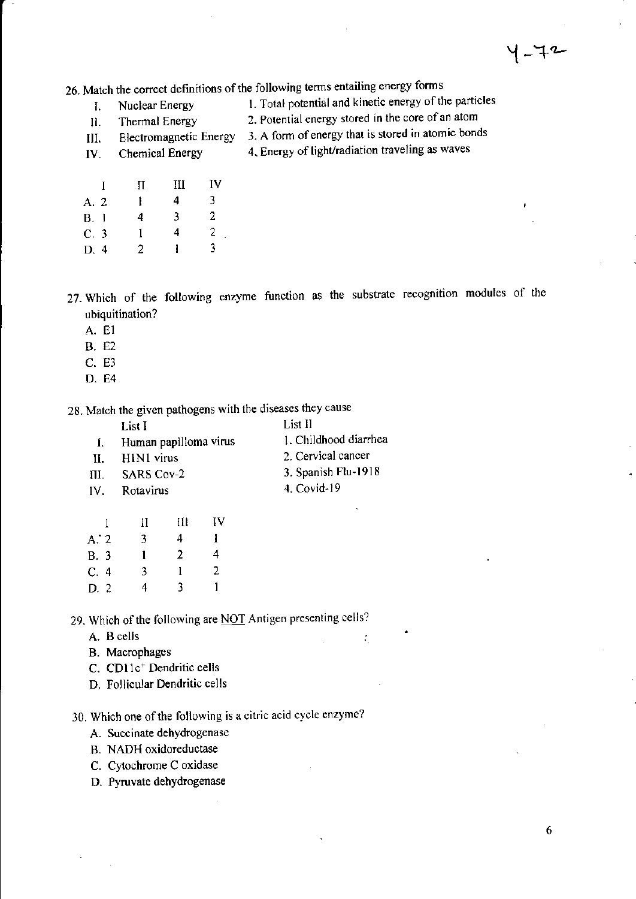26. Match the correct definitions of the following terms entailing energy forms

| | | | |
|---|---|---|---|
| I. | Nuclear Energy | 1. | Total potential and kinetic energy of the particles |
| II. | Thermal Energy | 2. | Potential energy stored in the core of an atom |
| III. | Electromagnetic Energy | 3. | A form of energy that is stored in atomic bonds |
| IV. | Chemical Energy | 4. | Energy of light/radiation traveling as waves |

| | I | II | III | IV |
|---|---|---|---|---|
| A. | 2 | 1 | 4 | 3 |
| B. | 1 | 4 | 3 | 2 |
| C. | 3 | 1 | 4 | 2 |
| D. | 4 | 2 | 1 | 3 |

27. Which of the following enzyme function as the substrate recognition modules of the ubiquitination?

   A. E1
   B. E2
   C. E3
   D. E4

28. Match the given pathogens with the diseases they cause

| | List I | List II |
|---|---|---|
| I. | Human papilloma virus | 1. Childhood diarrhea |
| II. | H1N1 virus | 2. Cervical cancer |
| III. | SARS Cov-2 | 3. Spanish Flu-1918 |
| IV. | Rotavirus | 4. Covid-19 |

| | I | II | III | IV |
|---|---|---|---|---|
| A. | 2 | 3 | 4 | 1 |
| B. | 3 | 1 | 2 | 4 |
| C. | 4 | 3 | 1 | 2 |
| D. | 2 | 4 | 3 | 1 |

29. Which of the following are NOT Antigen presenting cells?

   A. B cells
   B. Macrophages
   C. CD11c$^{+}$ Dendritic cells
   D. Follicular Dendritic cells

30. Which one of the following is a citric acid cycle enzyme?

   A. Succinate dehydrogenase
   B. NADH oxidoreductase
   C. Cytochrome C oxidase
   D. Pyruvate dehydrogenase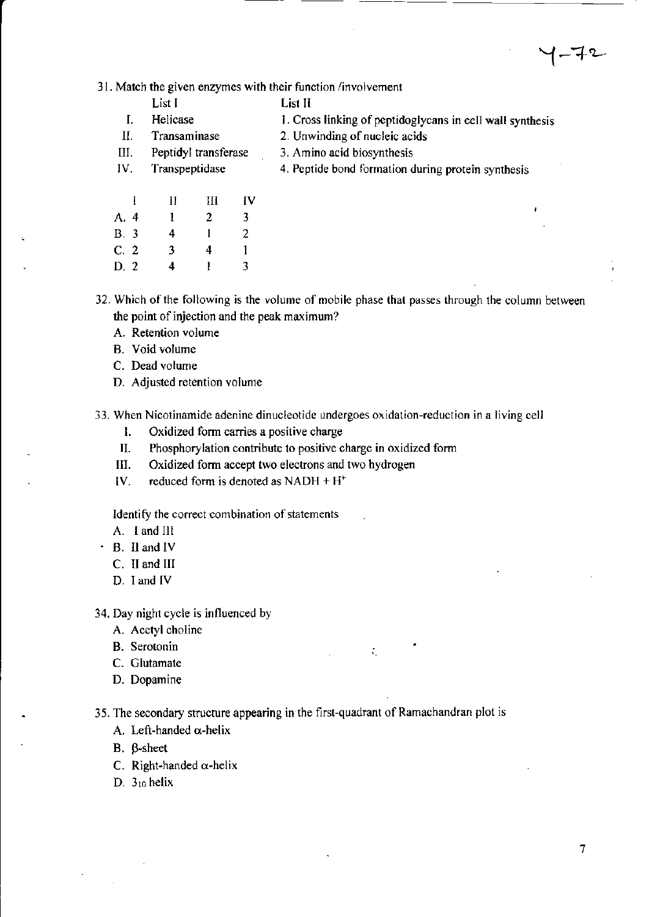31. Match the given enzymes with their function /involvement

| | List I | List II |
|---|---|---|
| I. | Helicase | 1. Cross linking of peptidoglycans in cell wall synthesis |
| II. | Transaminase | 2. Unwinding of nucleic acids |
| III. | Peptidyl transferase | 3. Amino acid biosynthesis |
| IV. | Transpeptidase | 4. Peptide bond formation during protein synthesis |

| | I | II | III | IV |
|---|---|---|---|---|
| A. | 4 | 1 | 2 | 3 |
| B. | 3 | 4 | 1 | 2 |
| C. | 2 | 3 | 4 | 1 |
| D. | 2 | 4 | 1 | 3 |

32. Which of the following is the volume of mobile phase that passes through the column between the point of injection and the peak maximum?
   - A. Retention volume
   - B. Void volume
   - C. Dead volume
   - D. Adjusted retention volume

33. When Nicotinamide adenine dinucleotide undergoes oxidation-reduction in a living cell
   - I. Oxidized form carries a positive charge
   - II. Phosphorylation contribute to positive charge in oxidized form
   - III. Oxidized form accept two electrons and two hydrogen
   - IV. reduced form is denoted as NADH + $H^+$

   Identify the correct combination of statements
   - A. I and III
   - B. II and IV
   - C. II and III
   - D. I and IV

34. Day night cycle is influenced by
   - A. Acetyl choline
   - B. Serotonin
   - C. Glutamate
   - D. Dopamine

35. The secondary structure appearing in the first-quadrant of Ramachandran plot is
   - A. Left-handed α-helix
   - B. β-sheet
   - C. Right-handed α-helix
   - D. $3_{10}$ helix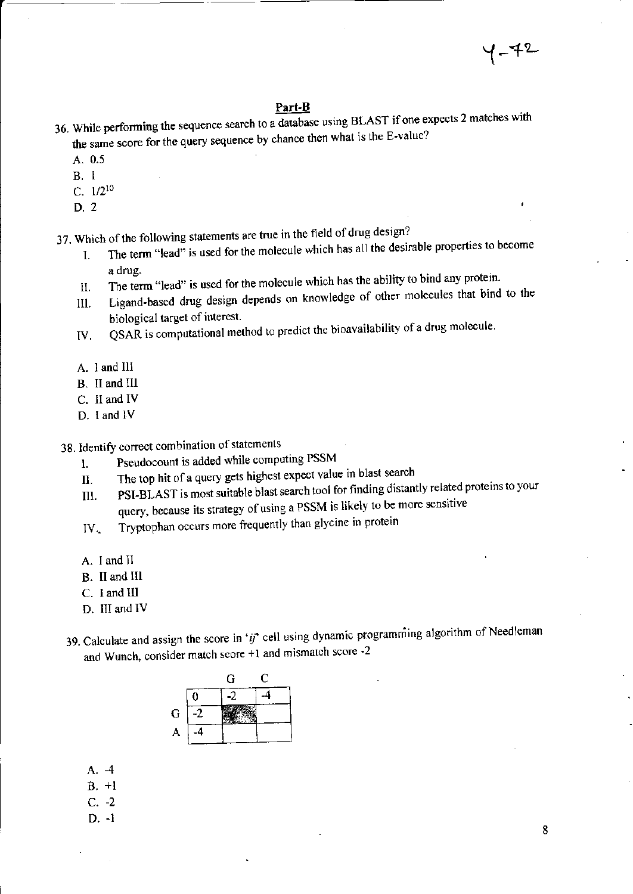## Part-B

36. While performing the sequence search to a database using BLAST if one expects 2 matches with the same score for the query sequence by chance then what is the E-value?

   A. 0.5
   B. 1
   C. $1/2^{10}$
   D. 2

37. Which of the following statements are true in the field of drug design?

   I. The term "lead" is used for the molecule which has all the desirable properties to become a drug.
   II. The term "lead" is used for the molecule which has the ability to bind any protein.
   III. Ligand-based drug design depends on knowledge of other molecules that bind to the biological target of interest.
   IV. QSAR is computational method to predict the bioavailability of a drug molecule.

   A. I and III
   B. II and III
   C. II and IV
   D. I and IV

38. Identify correct combination of statements

   I. Pseudocount is added while computing PSSM
   II. The top hit of a query gets highest expect value in blast search
   III. PSI-BLAST is most suitable blast search tool for finding distantly related proteins to your query, because its strategy of using a PSSM is likely to be more sensitive
   IV. Tryptophan occurs more frequently than glycine in protein

   A. I and II
   B. II and III
   C. I and III
   D. III and IV

39. Calculate and assign the score in '*ij*' cell using dynamic programming algorithm of Needleman and Wunch, consider match score +1 and mismatch score -2

|   |    | G  | C  |
|---|----|----|----|
|   | 0  | -2 | -4 |
| G | -2 |    |    |
| A | -4 |    |    |

   A. -4
   B. +1
   C. -2
   D. -1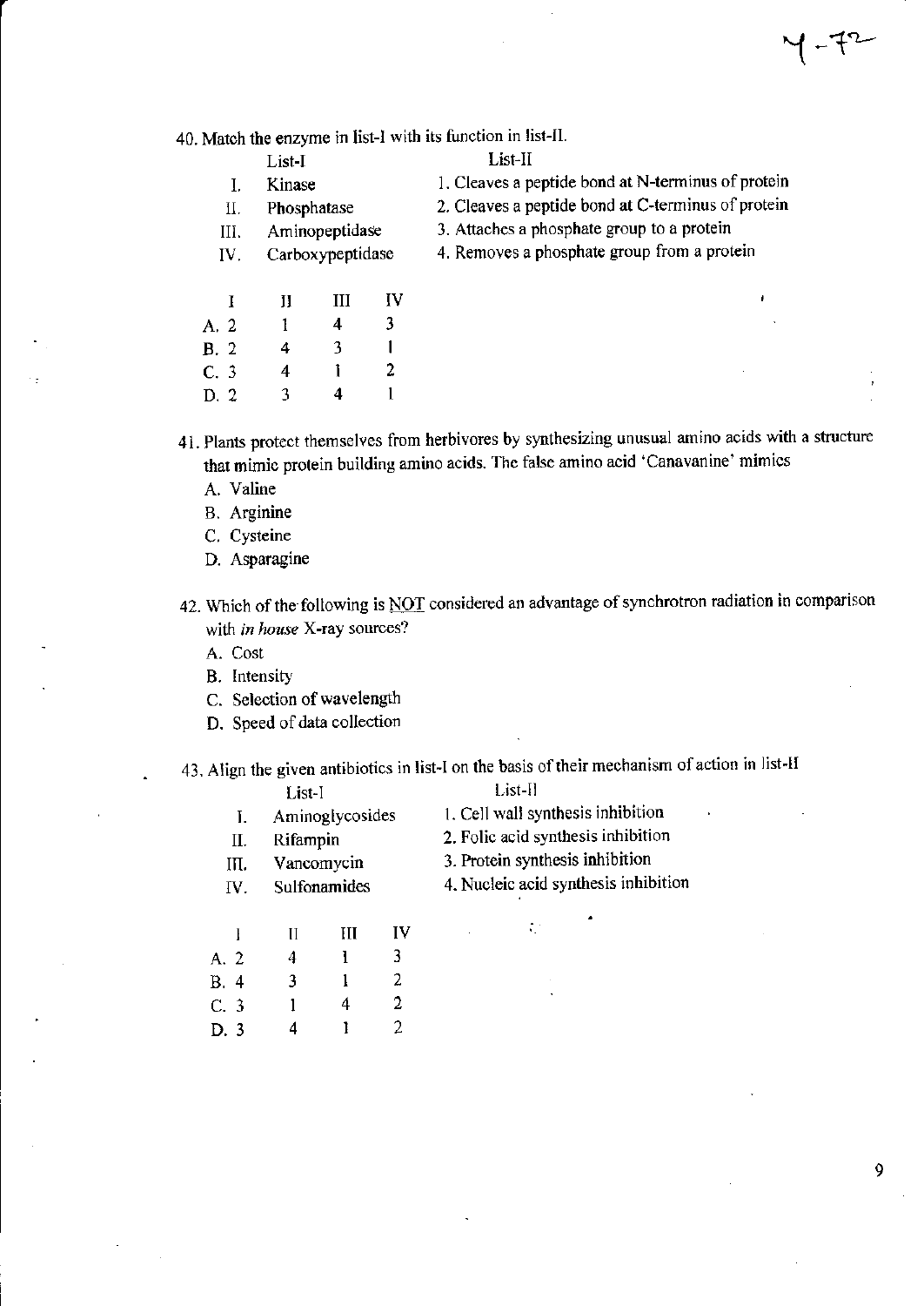40. Match the enzyme in list-I with its function in list-II.

| | List-I | List-II |
|---|---|---|
| I. | Kinase | 1. Cleaves a peptide bond at N-terminus of protein |
| II. | Phosphatase | 2. Cleaves a peptide bond at C-terminus of protein |
| III. | Aminopeptidase | 3. Attaches a phosphate group to a protein |
| IV. | Carboxypeptidase | 4. Removes a phosphate group from a protein |

| | I | II | III | IV |
|---|---|---|---|---|
| A. | 2 | 1 | 4 | 3 |
| B. | 2 | 4 | 3 | 1 |
| C. | 3 | 4 | 1 | 2 |
| D. | 2 | 3 | 4 | 1 |

41. Plants protect themselves from herbivores by synthesizing unusual amino acids with a structure that mimic protein building amino acids. The false amino acid 'Canavanine' mimics

A. Valine
B. Arginine
C. Cysteine
D. Asparagine

42. Which of the following is NOT considered an advantage of synchrotron radiation in comparison with *in house* X-ray sources?

A. Cost
B. Intensity
C. Selection of wavelength
D. Speed of data collection

43. Align the given antibiotics in list-I on the basis of their mechanism of action in list-II

| | List-I | List-II |
|---|---|---|
| I. | Aminoglycosides | 1. Cell wall synthesis inhibition |
| II. | Rifampin | 2. Folic acid synthesis inhibition |
| III. | Vancomycin | 3. Protein synthesis inhibition |
| IV. | Sulfonamides | 4. Nucleic acid synthesis inhibition |

| | I | II | III | IV |
|---|---|---|---|---|
| A. | 2 | 4 | 1 | 3 |
| B. | 4 | 3 | 1 | 2 |
| C. | 3 | 1 | 4 | 2 |
| D. | 3 | 4 | 1 | 2 |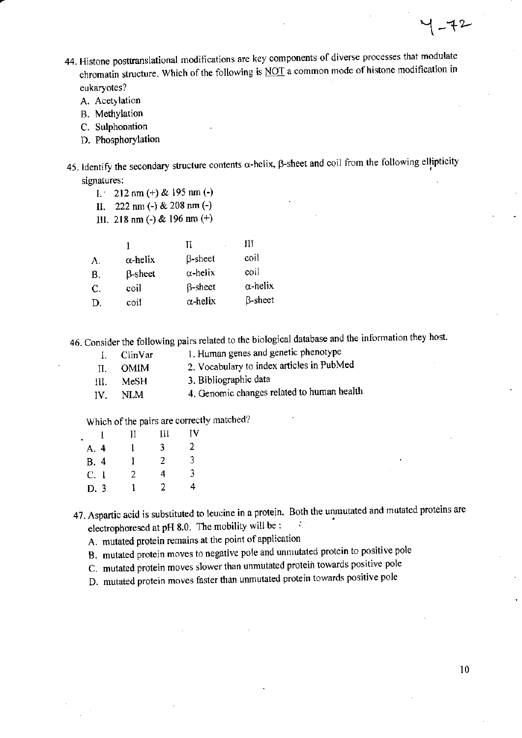44. Histone posttranslational modifications are key components of diverse processes that modulate chromatin structure. Which of the following is <u>NOT</u> a common mode of histone modification in eukaryotes?

    A. Acetylation
    B. Methylation
    C. Sulphonation
    D. Phosphorylation

45. Identify the secondary structure contents α-helix, β-sheet and coil from the following ellipticity signatures:

    I. 212 nm (+) & 195 nm (-)
    II. 222 nm (-) & 208 nm (-)
    III. 218 nm (-) & 196 nm (+)

|  | I | II | III |
|---|---|---|---|
| A. | α-helix | β-sheet | coil |
| B. | β-sheet | α-helix | coil |
| C. | coil | β-sheet | α-helix |
| D. | coil | α-helix | β-sheet |

46. Consider the following pairs related to the biological database and the information they host.

| | | | |
|---|---|---|---|
| I. | ClinVar | 1. | Human genes and genetic phenotype |
| II. | OMIM | 2. | Vocabulary to index articles in PubMed |
| III. | MeSH | 3. | Bibliographic data |
| IV. | NLM | 4. | Genomic changes related to human health |

Which of the pairs are correctly matched?

|  | I | II | III | IV |
|---|---|---|---|---|
| A. | 4 | 1 | 3 | 2 |
| B. | 4 | 1 | 2 | 3 |
| C. | 1 | 2 | 4 | 3 |
| D. | 3 | 1 | 2 | 4 |

47. Aspartic acid is substituted to leucine in a protein. Both the unmutated and mutated proteins are electrophoresed at pH 8.0. The mobility will be :

    A. mutated protein remains at the point of application
    B. mutated protein moves to negative pole and unmutated protein to positive pole
    C. mutated protein moves slower than unmutated protein towards positive pole
    D. mutated protein moves faster than unmutated protein towards positive pole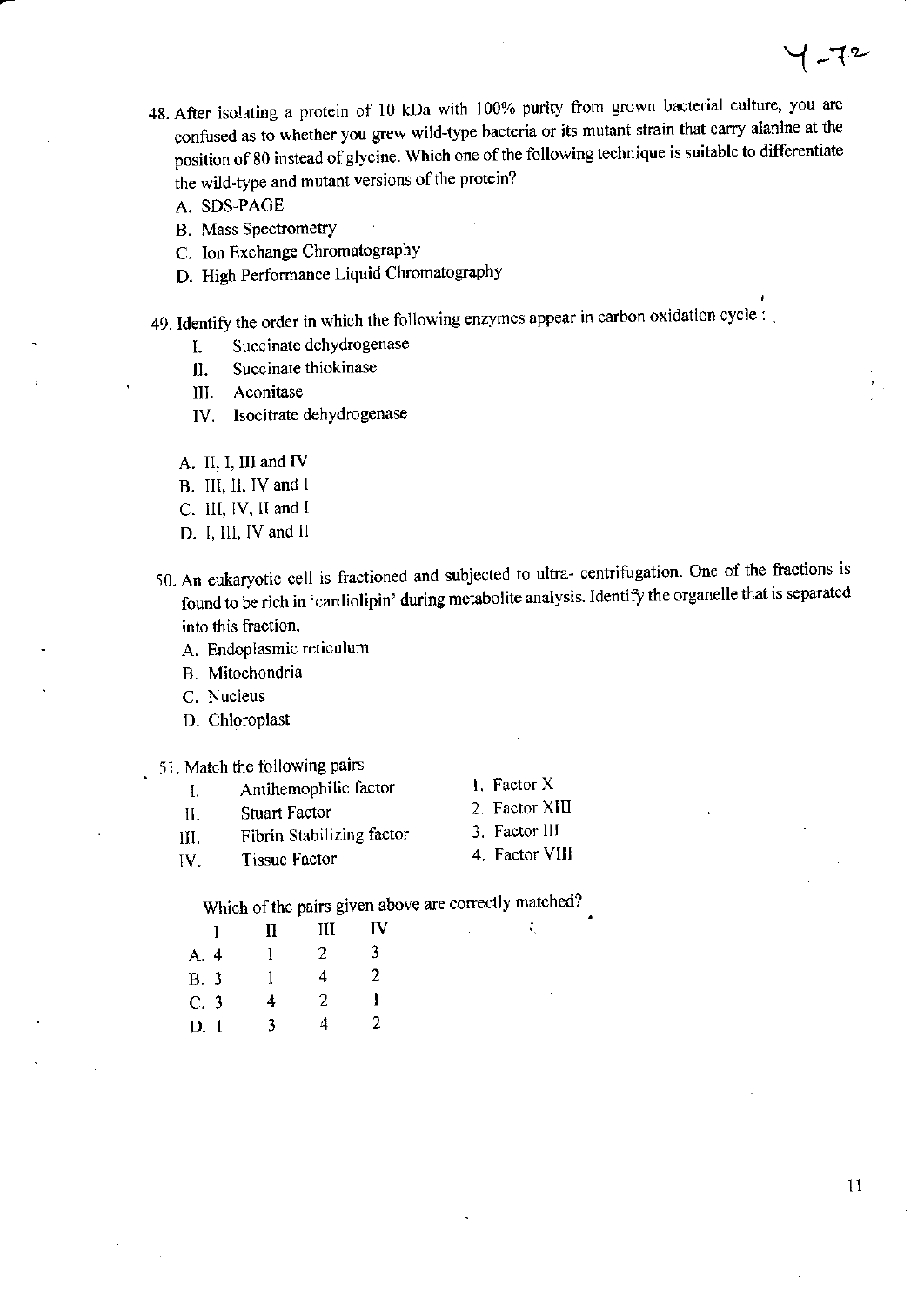48. After isolating a protein of 10 kDa with 100% purity from grown bacterial culture, you are confused as to whether you grew wild-type bacteria or its mutant strain that carry alanine at the position of 80 instead of glycine. Which one of the following technique is suitable to differentiate the wild-type and mutant versions of the protein?

    A. SDS-PAGE
    B. Mass Spectrometry
    C. Ion Exchange Chromatography
    D. High Performance Liquid Chromatography

49. Identify the order in which the following enzymes appear in carbon oxidation cycle :

    I. Succinate dehydrogenase
    II. Succinate thiokinase
    III. Aconitase
    IV. Isocitrate dehydrogenase

    A. II, I, III and IV
    B. III, II, IV and I
    C. III, IV, II and I
    D. I, III, IV and II

50. An eukaryotic cell is fractioned and subjected to ultra- centrifugation. One of the fractions is found to be rich in 'cardiolipin' during metabolite analysis. Identify the organelle that is separated into this fraction.

    A. Endoplasmic reticulum
    B. Mitochondria
    C. Nucleus
    D. Chloroplast

51. Match the following pairs

| | | | |
|---|---|---|---|
| I. | Antihemophilic factor | 1. | Factor X |
| II. | Stuart Factor | 2. | Factor XIII |
| III. | Fibrin Stabilizing factor | 3. | Factor III |
| IV. | Tissue Factor | 4. | Factor VIII |

Which of the pairs given above are correctly matched?

| | I | II | III | IV |
|---|---|---|---|---|
| A. | 4 | 1 | 2 | 3 |
| B. | 3 | 1 | 4 | 2 |
| C. | 3 | 4 | 2 | 1 |
| D. | 1 | 3 | 4 | 2 |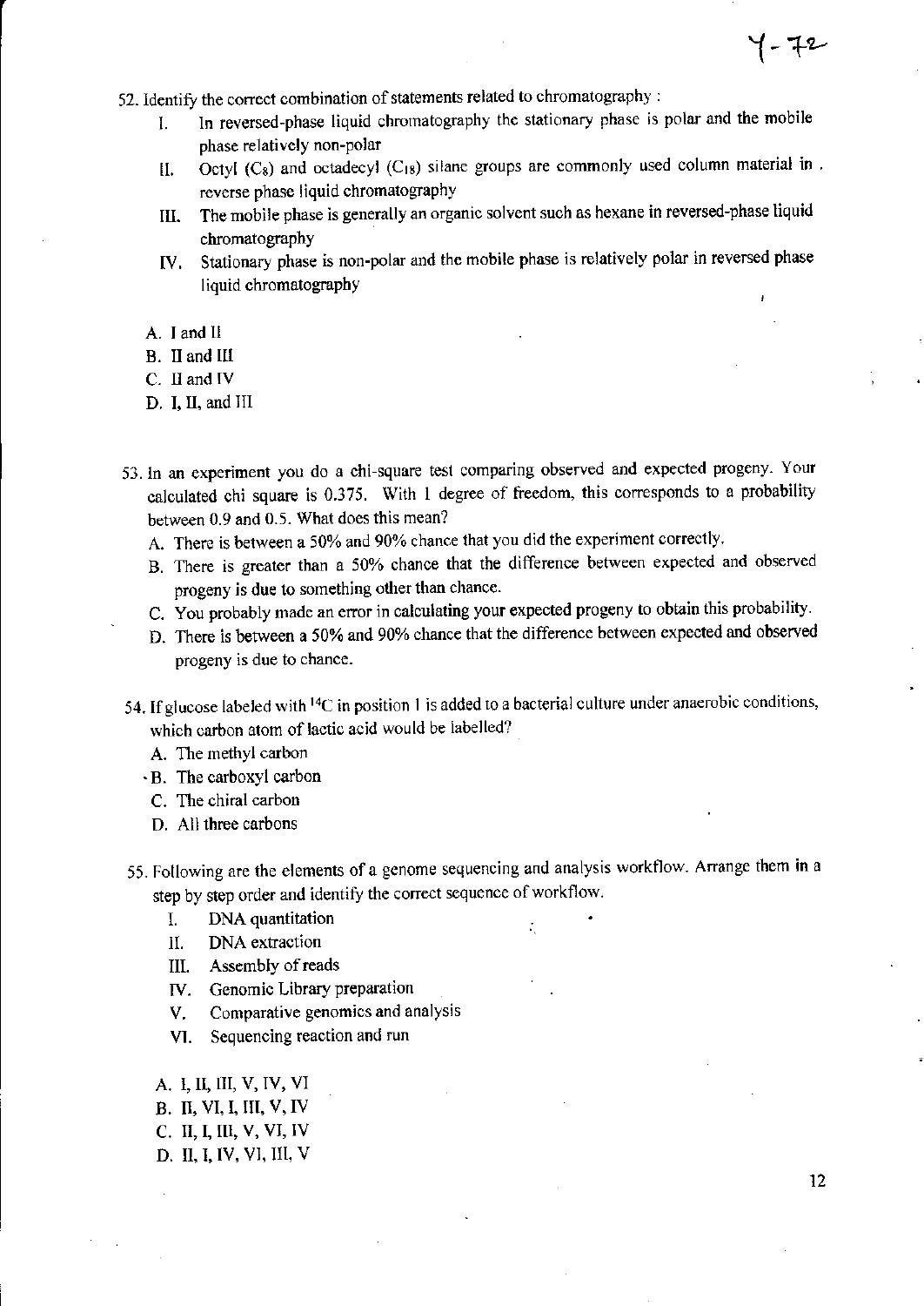52. Identify the correct combination of statements related to chromatography :

    I. In reversed-phase liquid chromatography the stationary phase is polar and the mobile phase relatively non-polar

    II. Octyl ($C_8$) and octadecyl ($C_{18}$) silane groups are commonly used column material in reverse phase liquid chromatography

    III. The mobile phase is generally an organic solvent such as hexane in reversed-phase liquid chromatography

    IV. Stationary phase is non-polar and the mobile phase is relatively polar in reversed phase liquid chromatography

    A. I and II
    B. II and III
    C. II and IV
    D. I, II, and III

53. In an experiment you do a chi-square test comparing observed and expected progeny. Your calculated chi square is 0.375. With 1 degree of freedom, this corresponds to a probability between 0.9 and 0.5. What does this mean?

    A. There is between a 50% and 90% chance that you did the experiment correctly.
    B. There is greater than a 50% chance that the difference between expected and observed progeny is due to something other than chance.
    C. You probably made an error in calculating your expected progeny to obtain this probability.
    D. There is between a 50% and 90% chance that the difference between expected and observed progeny is due to chance.

54. If glucose labeled with $^{14}C$ in position 1 is added to a bacterial culture under anaerobic conditions, which carbon atom of lactic acid would be labelled?

    A. The methyl carbon
    B. The carboxyl carbon
    C. The chiral carbon
    D. All three carbons

55. Following are the elements of a genome sequencing and analysis workflow. Arrange them in a step by step order and identify the correct sequence of workflow.

    I. DNA quantitation

    II. DNA extraction

    III. Assembly of reads

    IV. Genomic Library preparation

    V. Comparative genomics and analysis

    VI. Sequencing reaction and run

    A. I, II, III, V, IV, VI
    B. II, VI, I, III, V, IV
    C. II, I, III, V, VI, IV
    D. II, I, IV, VI, III, V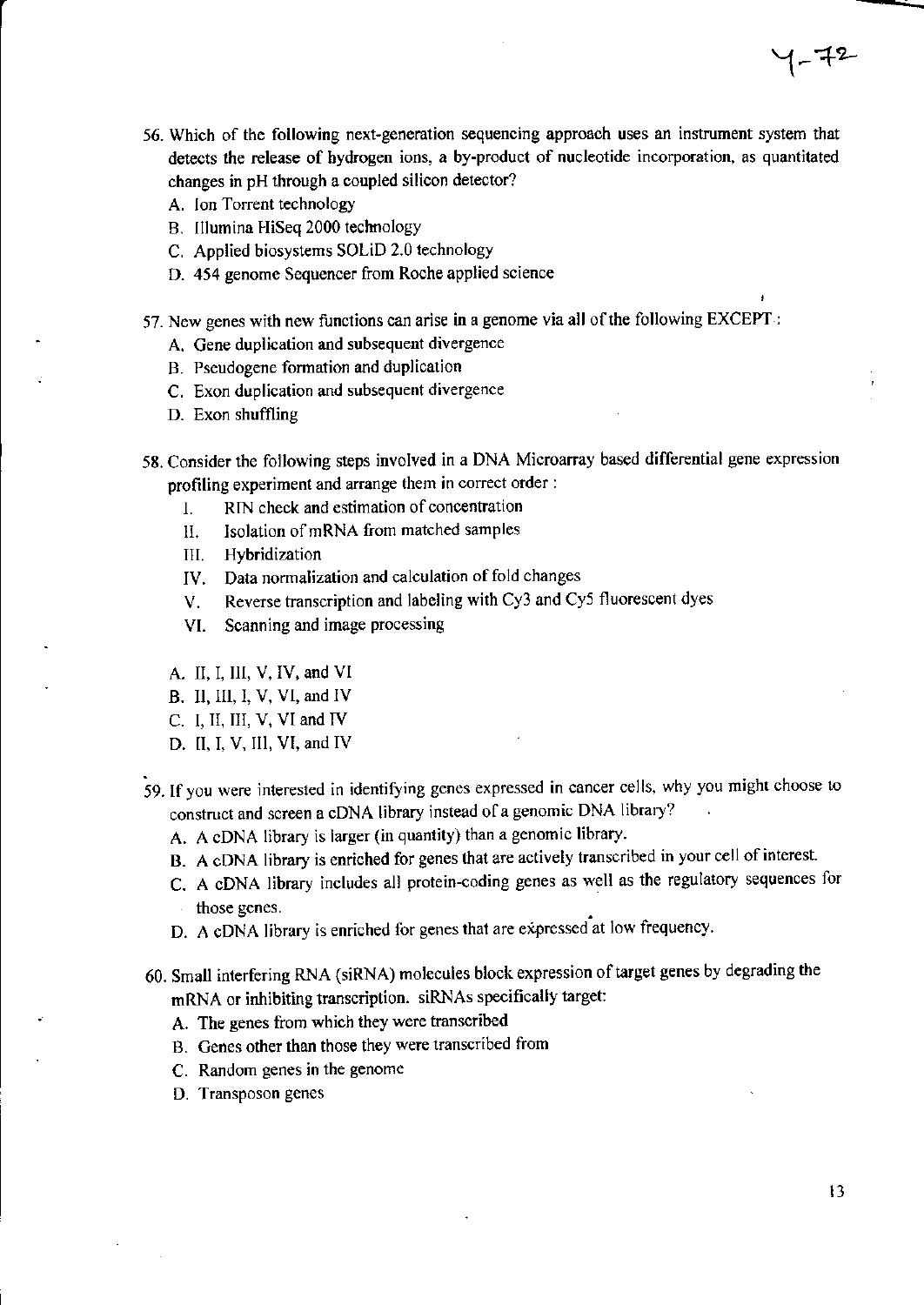56. Which of the following next-generation sequencing approach uses an instrument system that detects the release of hydrogen ions, a by-product of nucleotide incorporation, as quantitated changes in pH through a coupled silicon detector?
   A. Ion Torrent technology
   B. Illumina HiSeq 2000 technology
   C. Applied biosystems SOLiD 2.0 technology
   D. 454 genome Sequencer from Roche applied science

57. New genes with new functions can arise in a genome via all of the following EXCEPT :
   A. Gene duplication and subsequent divergence
   B. Pseudogene formation and duplication
   C. Exon duplication and subsequent divergence
   D. Exon shuffling

58. Consider the following steps involved in a DNA Microarray based differential gene expression profiling experiment and arrange them in correct order :
   I. RIN check and estimation of concentration
   II. Isolation of mRNA from matched samples
   III. Hybridization
   IV. Data normalization and calculation of fold changes
   V. Reverse transcription and labeling with Cy3 and Cy5 fluorescent dyes
   VI. Scanning and image processing

   A. II, I, III, V, IV, and VI
   B. II, III, I, V, VI, and IV
   C. I, II, III, V, VI and IV
   D. II, I, V, III, VI, and IV

59. If you were interested in identifying genes expressed in cancer cells, why you might choose to construct and screen a cDNA library instead of a genomic DNA library?
   A. A cDNA library is larger (in quantity) than a genomic library.
   B. A cDNA library is enriched for genes that are actively transcribed in your cell of interest.
   C. A cDNA library includes all protein-coding genes as well as the regulatory sequences for those genes.
   D. A cDNA library is enriched for genes that are expressed at low frequency.

60. Small interfering RNA (siRNA) molecules block expression of target genes by degrading the mRNA or inhibiting transcription. siRNAs specifically target:
   A. The genes from which they were transcribed
   B. Genes other than those they were transcribed from
   C. Random genes in the genome
   D. Transposon genes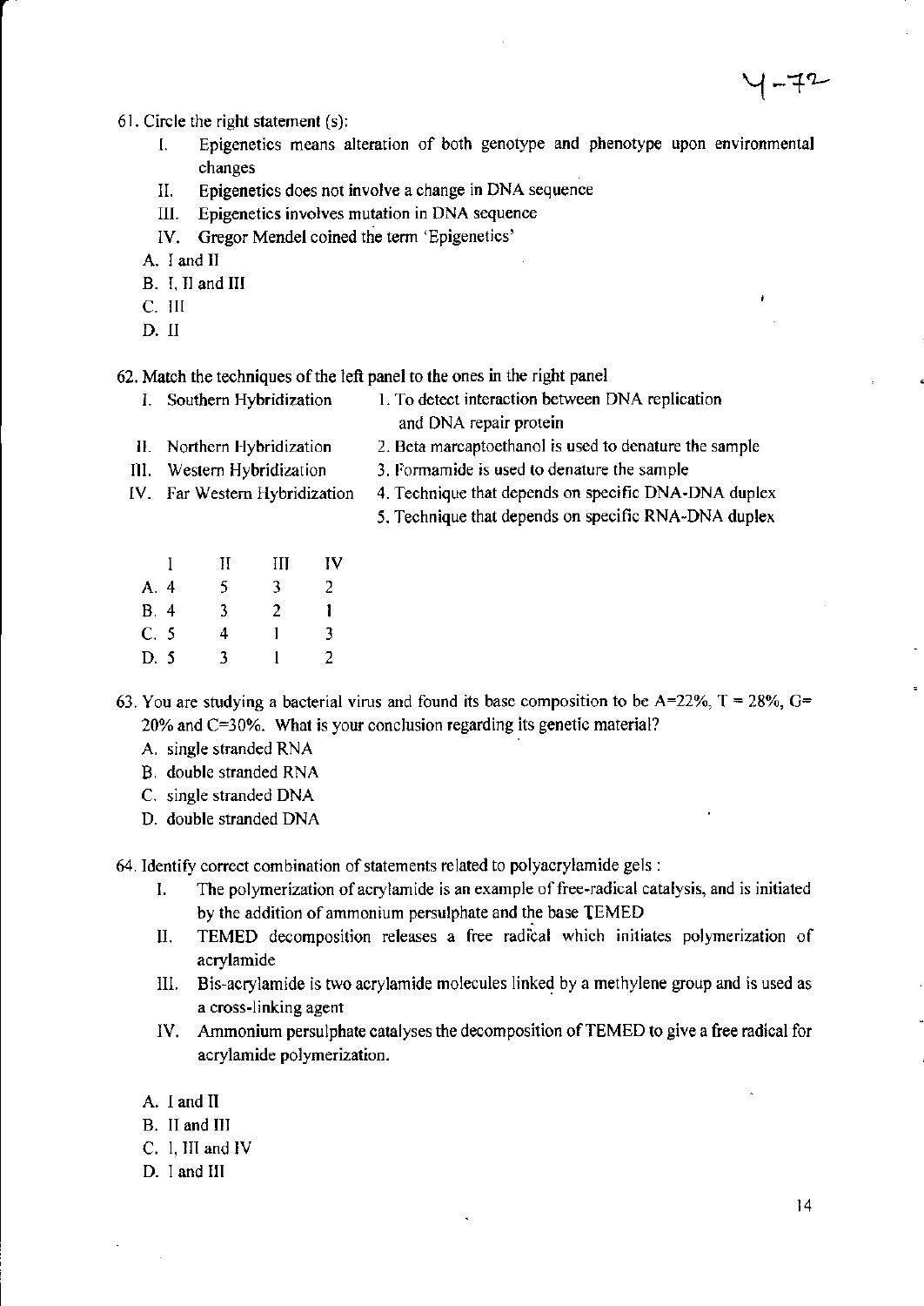61. Circle the right statement (s):

   I. Epigenetics means alteration of both genotype and phenotype upon environmental changes
   II. Epigenetics does not involve a change in DNA sequence
   III. Epigenetics involves mutation in DNA sequence
   IV. Gregor Mendel coined the term 'Epigenetics'

   A. I and II
   B. I, II and III
   C. III
   D. II

62. Match the techniques of the left panel to the ones in the right panel

   I. Southern Hybridization — 1. To detect interaction between DNA replication and DNA repair protein
   II. Northern Hybridization — 2. Beta marcaptoethanol is used to denature the sample
   III. Western Hybridization — 3. Formamide is used to denature the sample
   IV. Far Western Hybridization — 4. Technique that depends on specific DNA-DNA duplex
   5. Technique that depends on specific RNA-DNA duplex

|   | I | II | III | IV |
|---|---|---|---|---|
| A. | 4 | 5 | 3 | 2 |
| B. | 4 | 3 | 2 | 1 |
| C. | 5 | 4 | 1 | 3 |
| D. | 5 | 3 | 1 | 2 |

63. You are studying a bacterial virus and found its base composition to be A=22%, T = 28%, G= 20% and C=30%. What is your conclusion regarding its genetic material?

   A. single stranded RNA
   B. double stranded RNA
   C. single stranded DNA
   D. double stranded DNA

64. Identify correct combination of statements related to polyacrylamide gels :

   I. The polymerization of acrylamide is an example of free-radical catalysis, and is initiated by the addition of ammonium persulphate and the base TEMED
   II. TEMED decomposition releases a free radical which initiates polymerization of acrylamide
   III. Bis-acrylamide is two acrylamide molecules linked by a methylene group and is used as a cross-linking agent
   IV. Ammonium persulphate catalyses the decomposition of TEMED to give a free radical for acrylamide polymerization.

   A. I and II
   B. II and III
   C. I, III and IV
   D. I and III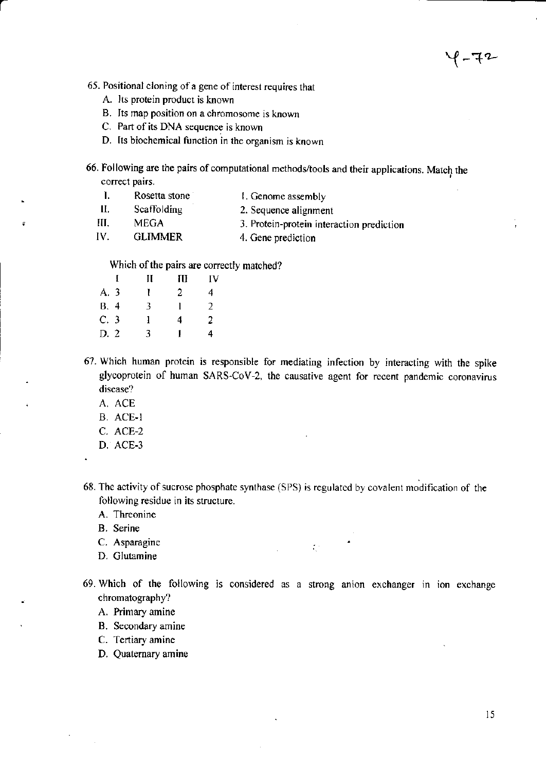65. Positional cloning of a gene of interest requires that
    - A. Its protein product is known
    - B. Its map position on a chromosome is known
    - C. Part of its DNA sequence is known
    - D. Its biochemical function in the organism is known

66. Following are the pairs of computational methods/tools and their applications. Match the correct pairs.

| | | |
|---|---|---|
| I. | Rosetta stone | 1. Genome assembly |
| II. | Scaffolding | 2. Sequence alignment |
| III. | MEGA | 3. Protein-protein interaction prediction |
| IV. | GLIMMER | 4. Gene prediction |

Which of the pairs are correctly matched?

| | I | II | III | IV |
|---|---|---|---|---|
| A. | 3 | 1 | 2 | 4 |
| B. | 4 | 3 | 1 | 2 |
| C. | 3 | 1 | 4 | 2 |
| D. | 2 | 3 | 1 | 4 |

67. Which human protein is responsible for mediating infection by interacting with the spike glycoprotein of human SARS-CoV-2, the causative agent for recent pandemic coronavirus disease?
    - A. ACE
    - B. ACE-1
    - C. ACE-2
    - D. ACE-3

68. The activity of sucrose phosphate synthase (SPS) is regulated by covalent modification of the following residue in its structure.
    - A. Threonine
    - B. Serine
    - C. Asparagine
    - D. Glutamine

69. Which of the following is considered as a strong anion exchanger in ion exchange chromatography?
    - A. Primary amine
    - B. Secondary amine
    - C. Tertiary amine
    - D. Quaternary amine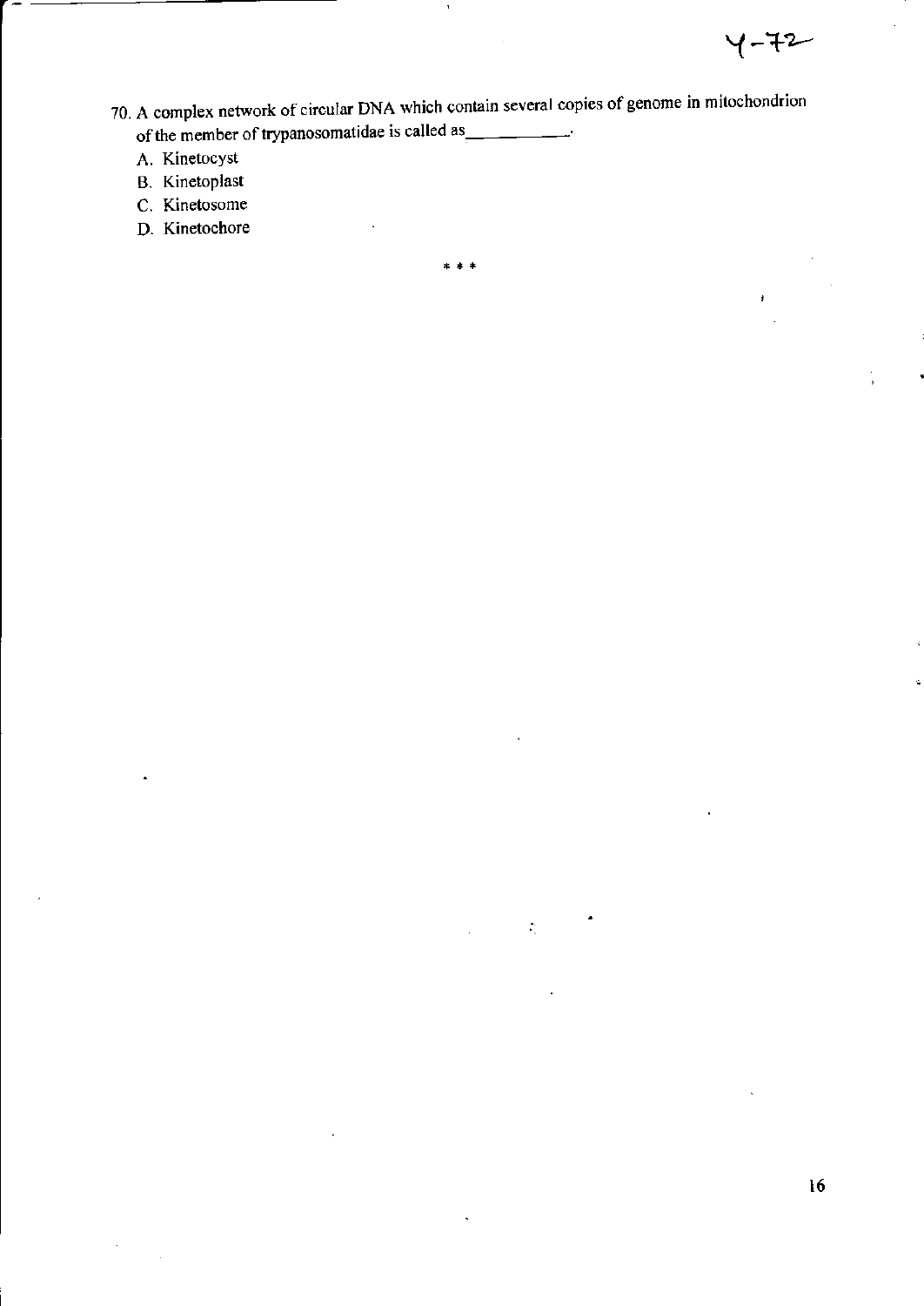Y-72

70. A complex network of circular DNA which contain several copies of genome in mitochondrion of the member of trypanosomatidae is called as__________.

   A. Kinetocyst
   B. Kinetoplast
   C. Kinetosome
   D. Kinetochore

\* \* \*